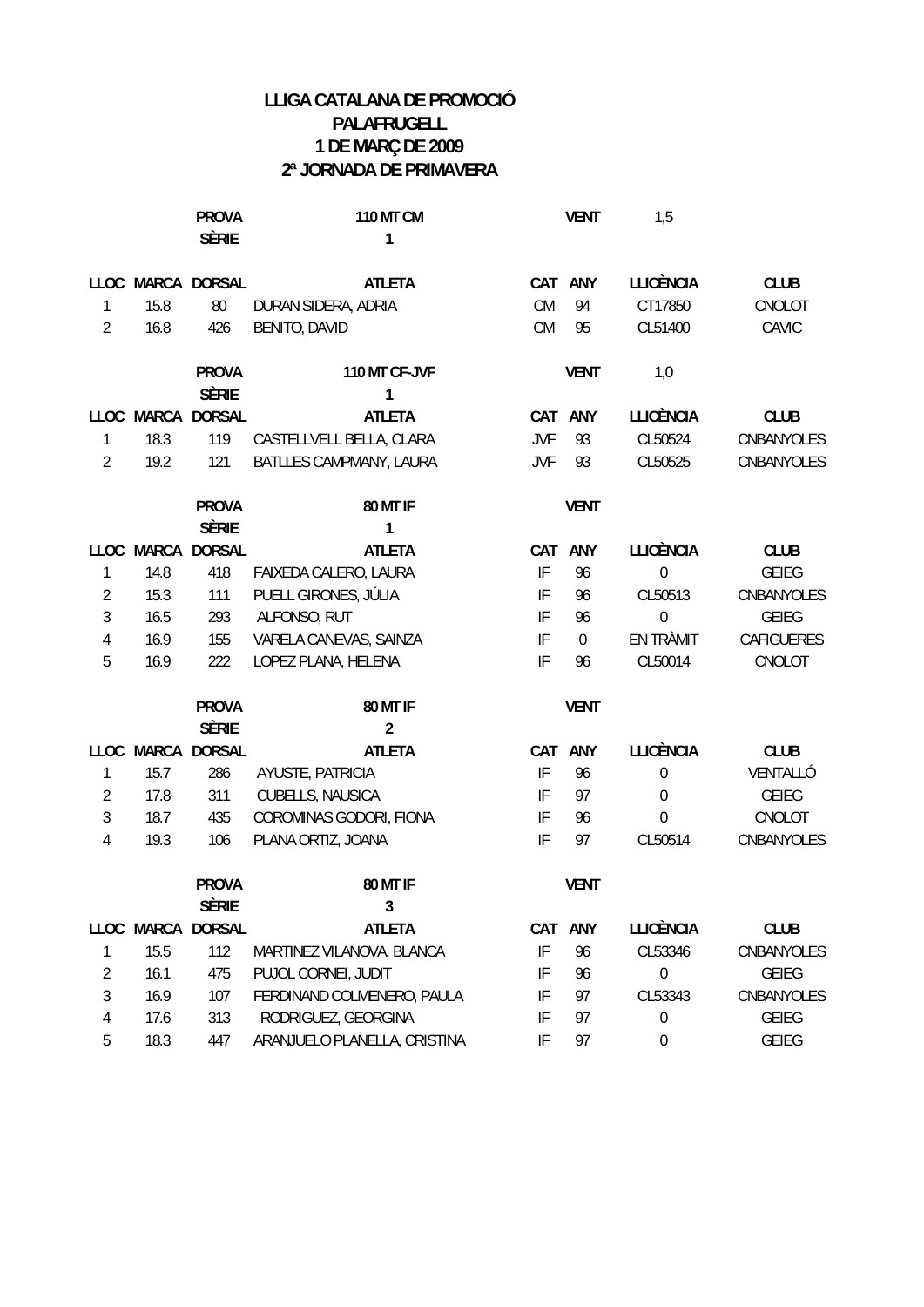# LLIGA CATALANA DE PROMOCIÓ
## PALAFRUGELL
## 1 DE MARÇ DE 2009
## 2ª JORNADA DE PRIMAVERA

**PROVA** 110 MT CM — **VENT** 1,5
**SÈRIE** 1

| LLOC | MARCA | DORSAL | ATLETA | CAT | ANY | LLICÈNCIA | CLUB |
|---|---|---|---|---|---|---|---|
| 1 | 15.8 | 80 | DURAN SIDERA, ADRIA | CM | 94 | CT17850 | CNOLOT |
| 2 | 16.8 | 426 | BENITO, DAVID | CM | 95 | CL51400 | CAVIC |

**PROVA** 110 MT CF-JVF — **VENT** 1,0
**SÈRIE** 1

| LLOC | MARCA | DORSAL | ATLETA | CAT | ANY | LLICÈNCIA | CLUB |
|---|---|---|---|---|---|---|---|
| 1 | 18.3 | 119 | CASTELLVELL BELLA, CLARA | JVF | 93 | CL50524 | CNBANYOLES |
| 2 | 19.2 | 121 | BATLLES CAMPMANY, LAURA | JVF | 93 | CL50525 | CNBANYOLES |

**PROVA** 80 MT IF — **VENT**
**SÈRIE** 1

| LLOC | MARCA | DORSAL | ATLETA | CAT | ANY | LLICÈNCIA | CLUB |
|---|---|---|---|---|---|---|---|
| 1 | 14.8 | 418 | FAIXEDA CALERO, LAURA | IF | 96 | 0 | GEIEG |
| 2 | 15.3 | 111 | PUELL GIRONES, JÚLIA | IF | 96 | CL50513 | CNBANYOLES |
| 3 | 16.5 | 293 | ALFONSO, RUT | IF | 96 | 0 | GEIEG |
| 4 | 16.9 | 155 | VARELA CANEVAS, SAINZA | IF | 0 | EN TRÀMIT | CAFIGUERES |
| 5 | 16.9 | 222 | LOPEZ PLANA, HELENA | IF | 96 | CL50014 | CNOLOT |

**PROVA** 80 MT IF — **VENT**
**SÈRIE** 2

| LLOC | MARCA | DORSAL | ATLETA | CAT | ANY | LLICÈNCIA | CLUB |
|---|---|---|---|---|---|---|---|
| 1 | 15.7 | 286 | AYUSTE, PATRICIA | IF | 96 | 0 | VENTALLÓ |
| 2 | 17.8 | 311 | CUBELLS, NAUSICA | IF | 97 | 0 | GEIEG |
| 3 | 18.7 | 435 | COROMINAS GODORI, FIONA | IF | 96 | 0 | CNOLOT |
| 4 | 19.3 | 106 | PLANA ORTIZ, JOANA | IF | 97 | CL50514 | CNBANYOLES |

**PROVA** 80 MT IF — **VENT**
**SÈRIE** 3

| LLOC | MARCA | DORSAL | ATLETA | CAT | ANY | LLICÈNCIA | CLUB |
|---|---|---|---|---|---|---|---|
| 1 | 15.5 | 112 | MARTINEZ VILANOVA, BLANCA | IF | 96 | CL53346 | CNBANYOLES |
| 2 | 16.1 | 475 | PUJOL CORNEI, JUDIT | IF | 96 | 0 | GEIEG |
| 3 | 16.9 | 107 | FERDINAND COLMENERO, PAULA | IF | 97 | CL53343 | CNBANYOLES |
| 4 | 17.6 | 313 | RODRIGUEZ, GEORGINA | IF | 97 | 0 | GEIEG |
| 5 | 18.3 | 447 | ARANJUELO PLANELLA, CRISTINA | IF | 97 | 0 | GEIEG |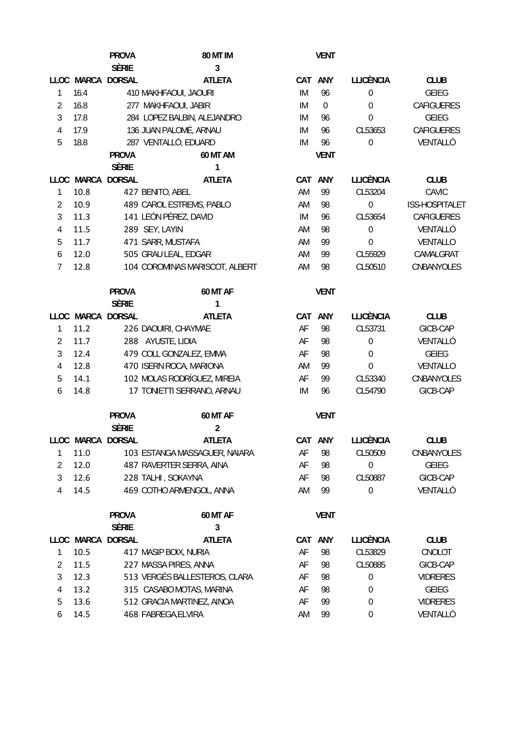| | | PROVA | 80 MT IM | | VENT | | |
|---|---|---|---|---|---|---|---|
| | | SÈRIE | 3 | | | | |
| LLOC | MARCA | DORSAL | ATLETA | CAT | ANY | LLICÈNCIA | CLUB |
| 1 | 16.4 | 410 | MAKHFAOUI, JAOURI | IM | 96 | 0 | GEIEG |
| 2 | 16.8 | 277 | MAKHFAOUI, JABIR | IM | 0 | 0 | CAFIGUERES |
| 3 | 17.8 | 284 | LOPEZ BALBIN, ALEJANDRO | IM | 96 | 0 | GEIEG |
| 4 | 17.9 | 136 | JUAN PALOMÉ, ARNAU | IM | 96 | CL53653 | CAFIGUERES |
| 5 | 18.8 | 287 | VENTALLÓ, EDUARD | IM | 96 | 0 | VENTALLÓ |

| | | PROVA | 60 MT AM | | VENT | | |
|---|---|---|---|---|---|---|---|
| | | SÈRIE | 1 | | | | |
| LLOC | MARCA | DORSAL | ATLETA | CAT | ANY | LLICÈNCIA | CLUB |
| 1 | 10.8 | 427 | BENITO, ABEL | AM | 99 | CL53204 | CAVIC |
| 2 | 10.9 | 489 | CAROL ESTREMS, PABLO | AM | 98 | 0 | ISS-HOSPITALET |
| 3 | 11.3 | 141 | LEÓN PÉREZ, DAVID | IM | 96 | CL53654 | CAFIGUERES |
| 4 | 11.5 | 289 | SEY, LAYIN | AM | 98 | 0 | VENTALLÓ |
| 5 | 11.7 | 471 | SARR, MUSTAFA | AM | 99 | 0 | VENTALLO |
| 6 | 12.0 | 505 | GRAU LEAL, EDGAR | AM | 99 | CL55929 | CAMALGRAT |
| 7 | 12.8 | 104 | COROMINAS MARISCOT, ALBERT | AM | 98 | CL50510 | CNBANYOLES |

| | | PROVA | 60 MT AF | | VENT | | |
|---|---|---|---|---|---|---|---|
| | | SÈRIE | 1 | | | | |
| LLOC | MARCA | DORSAL | ATLETA | CAT | ANY | LLICÈNCIA | CLUB |
| 1 | 11.2 | 226 | DAOUIRI, CHAYMAE | AF | 98 | CL53731 | GICB-CAP |
| 2 | 11.7 | 288 | AYUSTE, LIDIA | AF | 98 | 0 | VENTALLÓ |
| 3 | 12.4 | 479 | COLL GONZALEZ, EMMA | AF | 98 | 0 | GEIEG |
| 4 | 12.8 | 470 | ISERN ROCA, MARIONA | AM | 99 | 0 | VENTALLO |
| 5 | 14.1 | 102 | MOLAS RODRÍGUEZ, MIREIA | AF | 99 | CL53340 | CNBANYOLES |
| 6 | 14.8 | 17 | TONIETTI SERRANO, ARNAU | IM | 96 | CL54790 | GICB-CAP |

| | | PROVA | 60 MT AF | | VENT | | |
|---|---|---|---|---|---|---|---|
| | | SÈRIE | 2 | | | | |
| LLOC | MARCA | DORSAL | ATLETA | CAT | ANY | LLICÈNCIA | CLUB |
| 1 | 11.0 | 103 | ESTANGA MASSAGUER, NAIARA | AF | 98 | CL50509 | CNBANYOLES |
| 2 | 12.0 | 487 | RAVERTER SERRA, AINA | AF | 98 | 0 | GEIEG |
| 3 | 12.6 | 228 | TALHI , SOKAYNA | AF | 98 | CL50887 | GICB-CAP |
| 4 | 14.5 | 469 | COTHO ARMENGOL, ANNA | AM | 99 | 0 | VENTALLÓ |

| | | PROVA | 60 MT AF | | VENT | | |
|---|---|---|---|---|---|---|---|
| | | SÈRIE | 3 | | | | |
| LLOC | MARCA | DORSAL | ATLETA | CAT | ANY | LLICÈNCIA | CLUB |
| 1 | 10.5 | 417 | MASIP BOIX, NURIA | AF | 98 | CL53829 | CNOLOT |
| 2 | 11.5 | 227 | MASSA PIRES, ANNA | AF | 98 | CL50885 | GICB-CAP |
| 3 | 12.3 | 513 | VERGÉS BALLESTEROS, CLARA | AF | 98 | 0 | VIDRERES |
| 4 | 13.2 | 315 | CASABO MOTAS, MARINA | AF | 98 | 0 | GEIEG |
| 5 | 13.6 | 512 | GRACIA MARTINEZ, AINOA | AF | 99 | 0 | VIDRERES |
| 6 | 14.5 | 468 | FABREGA,ELVIRA | AM | 99 | 0 | VENTALLÓ |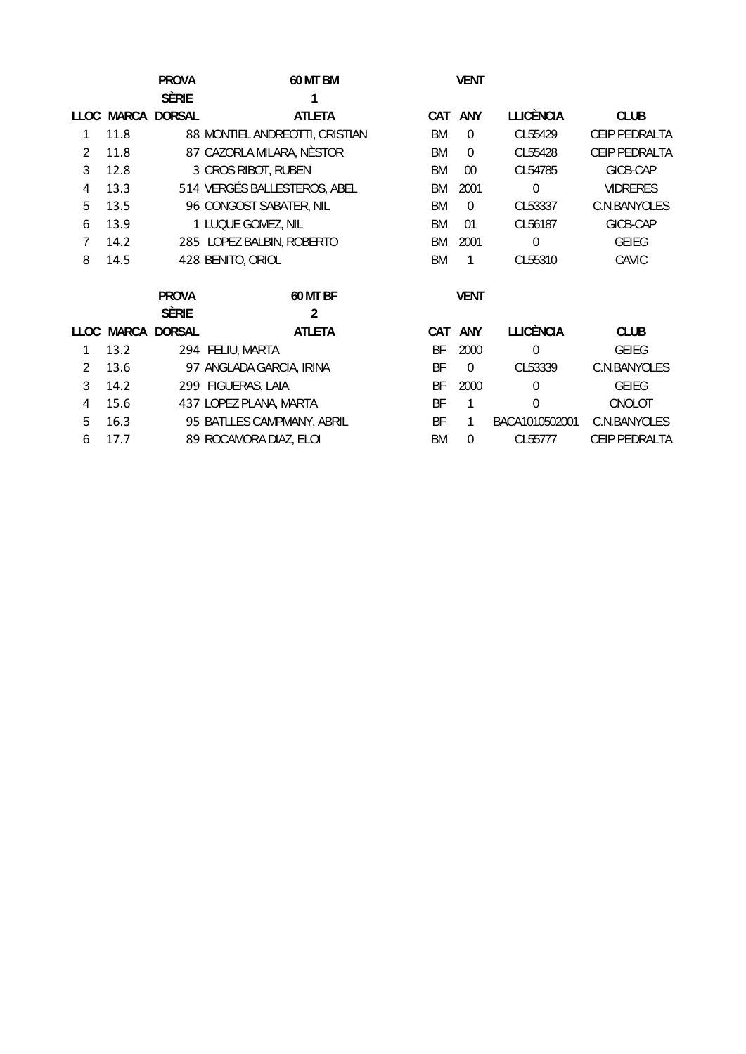| | | PROVA | 60 MT BM | | VENT | | |
|---|---|---|---|---|---|---|---|
| | | SÈRIE | 1 | | | | |
| LLOC | MARCA | DORSAL | ATLETA | CAT | ANY | LLICÈNCIA | CLUB |
| 1 | 11.8 | 88 | MONTIEL ANDREOTTI, CRISTIAN | BM | 0 | CL55429 | CEIP PEDRALTA |
| 2 | 11.8 | 87 | CAZORLA MILARA, NÈSTOR | BM | 0 | CL55428 | CEIP PEDRALTA |
| 3 | 12.8 | 3 | CROS RIBOT, RUBEN | BM | 00 | CL54785 | GICB-CAP |
| 4 | 13.3 | 514 | VERGÉS BALLESTEROS, ABEL | BM | 2001 | 0 | VIDRERES |
| 5 | 13.5 | 96 | CONGOST SABATER, NIL | BM | 0 | CL53337 | C.N.BANYOLES |
| 6 | 13.9 | 1 | LUQUE GOMEZ, NIL | BM | 01 | CL56187 | GICB-CAP |
| 7 | 14.2 | 285 | LOPEZ BALBIN, ROBERTO | BM | 2001 | 0 | GEIEG |
| 8 | 14.5 | 428 | BENITO, ORIOL | BM | 1 | CL55310 | CAVIC |

| | | PROVA | 60 MT BF | | VENT | | |
|---|---|---|---|---|---|---|---|
| | | SÈRIE | 2 | | | | |
| LLOC | MARCA | DORSAL | ATLETA | CAT | ANY | LLICÈNCIA | CLUB |
| 1 | 13.2 | 294 | FELIU, MARTA | BF | 2000 | 0 | GEIEG |
| 2 | 13.6 | 97 | ANGLADA GARCIA, IRINA | BF | 0 | CL53339 | C.N.BANYOLES |
| 3 | 14.2 | 299 | FIGUERAS, LAIA | BF | 2000 | 0 | GEIEG |
| 4 | 15.6 | 437 | LOPEZ PLANA, MARTA | BF | 1 | 0 | CNOLOT |
| 5 | 16.3 | 95 | BATLLES CAMPMANY, ABRIL | BF | 1 | BACA1010502001 | C.N.BANYOLES |
| 6 | 17.7 | 89 | ROCAMORA DIAZ, ELOI | BM | 0 | CL55777 | CEIP PEDRALTA |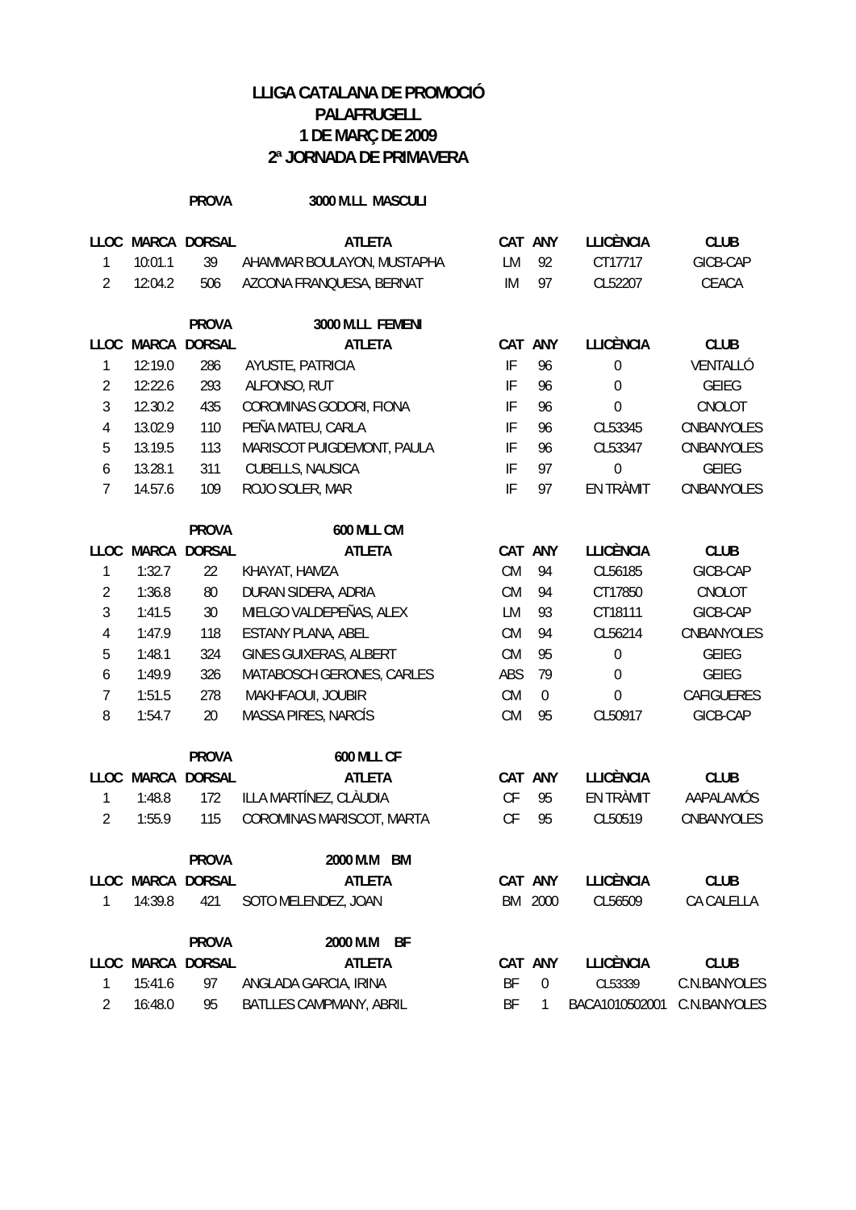# LLIGA CATALANA DE PROMOCIÓ
## PALAFRUGELL
## 1 DE MARÇ DE 2009
## 2ª JORNADA DE PRIMAVERA

**PROVA** 3000 M.LL MASCULI

| LLOC | MARCA | DORSAL | ATLETA | CAT | ANY | LLICÈNCIA | CLUB |
|---|---|---|---|---|---|---|---|
| 1 | 10:01.1 | 39 | AHAMMAR BOULAYON, MUSTAPHA | LM | 92 | CT17717 | GICB-CAP |
| 2 | 12:04.2 | 506 | AZCONA FRANQUESA, BERNAT | IM | 97 | CL52207 | CEACA |

**PROVA** 3000 M.LL FEMENI

| LLOC | MARCA | DORSAL | ATLETA | CAT | ANY | LLICÈNCIA | CLUB |
|---|---|---|---|---|---|---|---|
| 1 | 12:19.0 | 286 | AYUSTE, PATRICIA | IF | 96 | 0 | VENTALLÓ |
| 2 | 12:22.6 | 293 | ALFONSO, RUT | IF | 96 | 0 | GEIEG |
| 3 | 12.30.2 | 435 | COROMINAS GODORI, FIONA | IF | 96 | 0 | CNOLOT |
| 4 | 13.02.9 | 110 | PEÑA MATEU, CARLA | IF | 96 | CL53345 | CNBANYOLES |
| 5 | 13.19.5 | 113 | MARISCOT PUIGDEMONT, PAULA | IF | 96 | CL53347 | CNBANYOLES |
| 6 | 13.28.1 | 311 | CUBELLS, NAUSICA | IF | 97 | 0 | GEIEG |
| 7 | 14.57.6 | 109 | ROJO SOLER, MAR | IF | 97 | EN TRÀMIT | CNBANYOLES |

**PROVA** 600 MLL CM

| LLOC | MARCA | DORSAL | ATLETA | CAT | ANY | LLICÈNCIA | CLUB |
|---|---|---|---|---|---|---|---|
| 1 | 1:32.7 | 22 | KHAYAT, HAMZA | CM | 94 | CL56185 | GICB-CAP |
| 2 | 1:36.8 | 80 | DURAN SIDERA, ADRIA | CM | 94 | CT17850 | CNOLOT |
| 3 | 1:41.5 | 30 | MIELGO VALDEPEÑAS, ALEX | LM | 93 | CT18111 | GICB-CAP |
| 4 | 1:47.9 | 118 | ESTANY PLANA, ABEL | CM | 94 | CL56214 | CNBANYOLES |
| 5 | 1:48.1 | 324 | GINES GUIXERAS, ALBERT | CM | 95 | 0 | GEIEG |
| 6 | 1:49.9 | 326 | MATABOSCH GERONES, CARLES | ABS | 79 | 0 | GEIEG |
| 7 | 1:51.5 | 278 | MAKHFAOUI, JOUBIR | CM | 0 | 0 | CAFIGUERES |
| 8 | 1:54.7 | 20 | MASSA PIRES, NARCÍS | CM | 95 | CL50917 | GICB-CAP |

**PROVA** 600 MLL CF

| LLOC | MARCA | DORSAL | ATLETA | CAT | ANY | LLICÈNCIA | CLUB |
|---|---|---|---|---|---|---|---|
| 1 | 1:48.8 | 172 | ILLA MARTÍNEZ, CLÀUDIA | CF | 95 | EN TRÀMIT | AAPALAMÓS |
| 2 | 1:55.9 | 115 | COROMINAS MARISCOT, MARTA | CF | 95 | CL50519 | CNBANYOLES |

**PROVA** 2000 M.M BM

| LLOC | MARCA | DORSAL | ATLETA | CAT | ANY | LLICÈNCIA | CLUB |
|---|---|---|---|---|---|---|---|
| 1 | 14:39.8 | 421 | SOTO MELENDEZ, JOAN | BM | 2000 | CL56509 | CA CALELLA |

**PROVA** 2000 M.M BF

| LLOC | MARCA | DORSAL | ATLETA | CAT | ANY | LLICÈNCIA | CLUB |
|---|---|---|---|---|---|---|---|
| 1 | 15:41.6 | 97 | ANGLADA GARCIA, IRINA | BF | 0 | CL53339 | C.N.BANYOLES |
| 2 | 16:48.0 | 95 | BATLLES CAMPMANY, ABRIL | BF | 1 | BACA1010502001 | C.N.BANYOLES |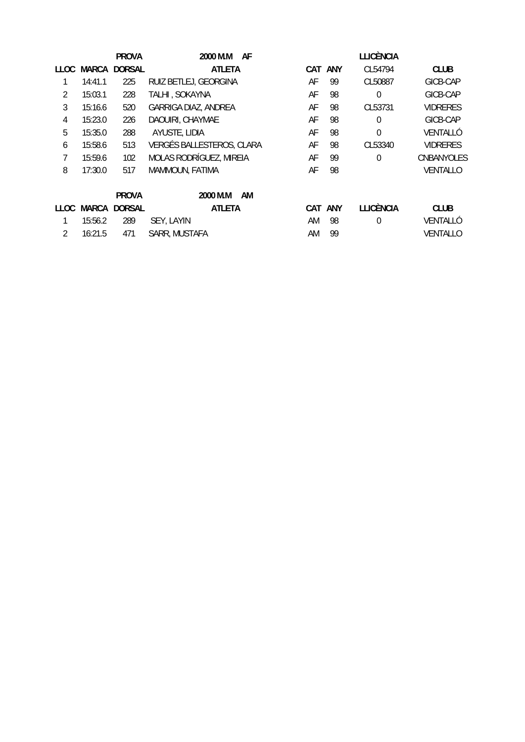| | | PROVA | 2000 M.M AF | | | LLICÈNCIA | |
|---|---|---|---|---|---|---|---|
| LLOC | MARCA | DORSAL | ATLETA | CAT | ANY | CL54794 | CLUB |
| 1 | 14:41.1 | 225 | RUIZ BETLEJ, GEORGINA | AF | 99 | CL50887 | GICB-CAP |
| 2 | 15:03.1 | 228 | TALHI , SOKAYNA | AF | 98 | 0 | GICB-CAP |
| 3 | 15:16.6 | 520 | GARRIGA DIAZ, ANDREA | AF | 98 | CL53731 | VIDRERES |
| 4 | 15:23.0 | 226 | DAOUIRI, CHAYMAE | AF | 98 | 0 | GICB-CAP |
| 5 | 15:35.0 | 288 | AYUSTE, LIDIA | AF | 98 | 0 | VENTALLÓ |
| 6 | 15:58.6 | 513 | VERGÉS BALLESTEROS, CLARA | AF | 98 | CL53340 | VIDRERES |
| 7 | 15:59.6 | 102 | MOLAS RODRÍGUEZ, MIREIA | AF | 99 | 0 | CNBANYOLES |
| 8 | 17:30.0 | 517 | MAMMOUN, FATIMA | AF | 98 | | VENTALLO |

| | | PROVA | 2000 M.M AM | | | | |
|---|---|---|---|---|---|---|---|
| LLOC | MARCA | DORSAL | ATLETA | CAT | ANY | LLICÈNCIA | CLUB |
| 1 | 15:56.2 | 289 | SEY, LAYIN | AM | 98 | 0 | VENTALLÓ |
| 2 | 16:21.5 | 471 | SARR, MUSTAFA | AM | 99 | | VENTALLO |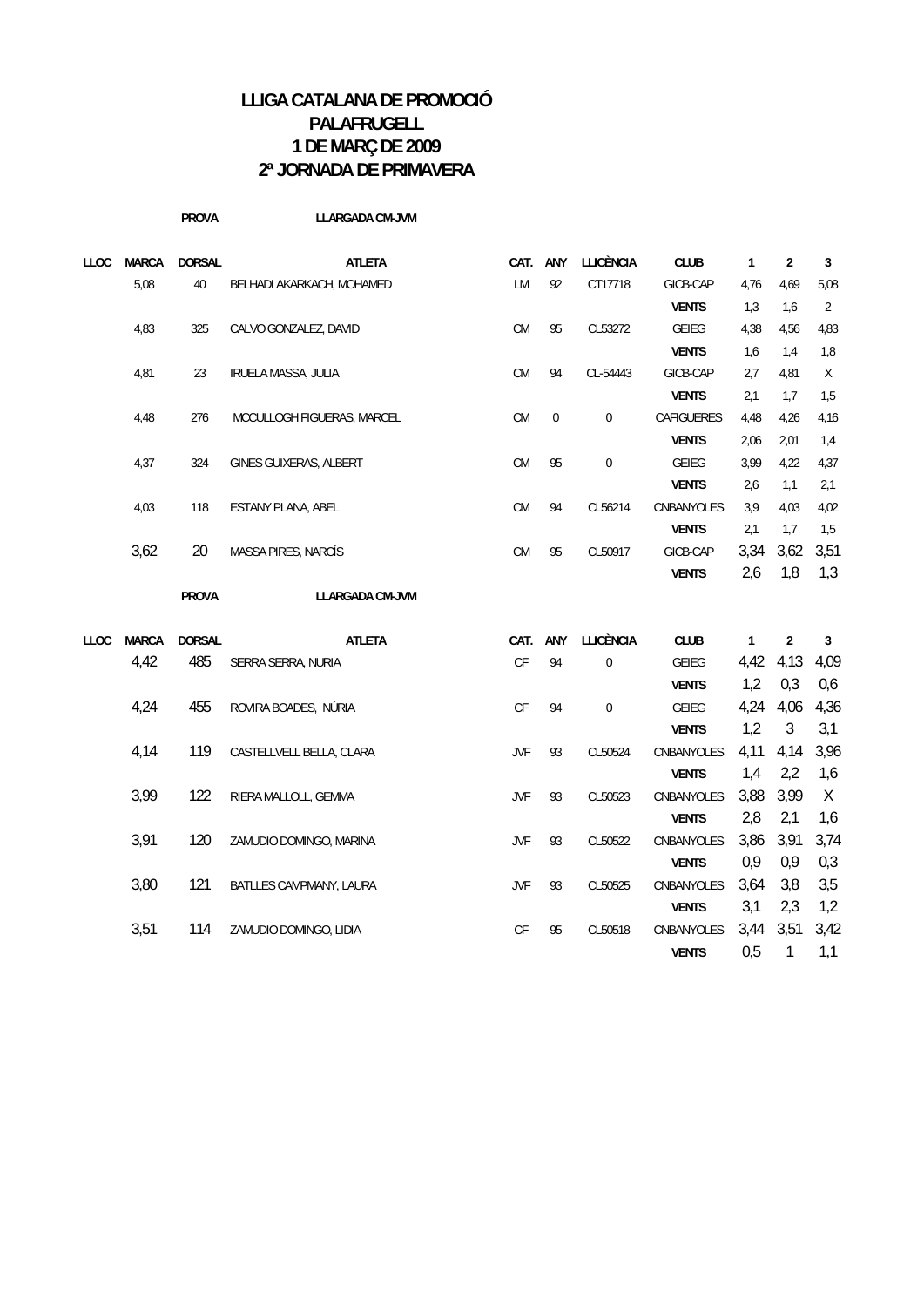# LLIGA CATALANA DE PROMOCIÓ
# PALAFRUGELL
# 1 DE MARÇ DE 2009
# 2ª JORNADA DE PRIMAVERA

**PROVA** LLARGADA CM-JVM

| LLOC | MARCA | DORSAL | ATLETA | CAT. | ANY | LLICÈNCIA | CLUB | 1 | 2 | 3 |
|---|---|---|---|---|---|---|---|---|---|---|
| | 5,08 | 40 | BELHADI AKARKACH, MOHAMED | LM | 92 | CT17718 | GICB-CAP | 4,76 | 4,69 | 5,08 |
| | | | | | | | VENTS | 1,3 | 1,6 | 2 |
| | 4,83 | 325 | CALVO GONZALEZ, DAVID | CM | 95 | CL53272 | GEIEG | 4,38 | 4,56 | 4,83 |
| | | | | | | | VENTS | 1,6 | 1,4 | 1,8 |
| | 4,81 | 23 | IRUELA MASSA, JULIA | CM | 94 | CL-54443 | GICB-CAP | 2,7 | 4,81 | X |
| | | | | | | | VENTS | 2,1 | 1,7 | 1,5 |
| | 4,48 | 276 | MCCULLOGH FIGUERAS, MARCEL | CM | 0 | 0 | CAFIGUERES | 4,48 | 4,26 | 4,16 |
| | | | | | | | VENTS | 2,06 | 2,01 | 1,4 |
| | 4,37 | 324 | GINES GUIXERAS, ALBERT | CM | 95 | 0 | GEIEG | 3,99 | 4,22 | 4,37 |
| | | | | | | | VENTS | 2,6 | 1,1 | 2,1 |
| | 4,03 | 118 | ESTANY PLANA, ABEL | CM | 94 | CL56214 | CNBANYOLES | 3,9 | 4,03 | 4,02 |
| | | | | | | | VENTS | 2,1 | 1,7 | 1,5 |
| | 3,62 | 20 | MASSA PIRES, NARCÍS | CM | 95 | CL50917 | GICB-CAP | 3,34 | 3,62 | 3,51 |
| | | | | | | | VENTS | 2,6 | 1,8 | 1,3 |

**PROVA** LLARGADA CM-JVM

| LLOC | MARCA | DORSAL | ATLETA | CAT. | ANY | LLICÈNCIA | CLUB | 1 | 2 | 3 |
|---|---|---|---|---|---|---|---|---|---|---|
| | 4,42 | 485 | SERRA SERRA, NURIA | CF | 94 | 0 | GEIEG | 4,42 | 4,13 | 4,09 |
| | | | | | | | VENTS | 1,2 | 0,3 | 0,6 |
| | 4,24 | 455 | ROVIRA BOADES, NÚRIA | CF | 94 | 0 | GEIEG | 4,24 | 4,06 | 4,36 |
| | | | | | | | VENTS | 1,2 | 3 | 3,1 |
| | 4,14 | 119 | CASTELLVELL BELLA, CLARA | JVF | 93 | CL50524 | CNBANYOLES | 4,11 | 4,14 | 3,96 |
| | | | | | | | VENTS | 1,4 | 2,2 | 1,6 |
| | 3,99 | 122 | RIERA MALLOLL, GEMMA | JVF | 93 | CL50523 | CNBANYOLES | 3,88 | 3,99 | X |
| | | | | | | | VENTS | 2,8 | 2,1 | 1,6 |
| | 3,91 | 120 | ZAMUDIO DOMINGO, MARINA | JVF | 93 | CL50522 | CNBANYOLES | 3,86 | 3,91 | 3,74 |
| | | | | | | | VENTS | 0,9 | 0,9 | 0,3 |
| | 3,80 | 121 | BATLLES CAMPMANY, LAURA | JVF | 93 | CL50525 | CNBANYOLES | 3,64 | 3,8 | 3,5 |
| | | | | | | | VENTS | 3,1 | 2,3 | 1,2 |
| | 3,51 | 114 | ZAMUDIO DOMINGO, LIDIA | CF | 95 | CL50518 | CNBANYOLES | 3,44 | 3,51 | 3,42 |
| | | | | | | | VENTS | 0,5 | 1 | 1,1 |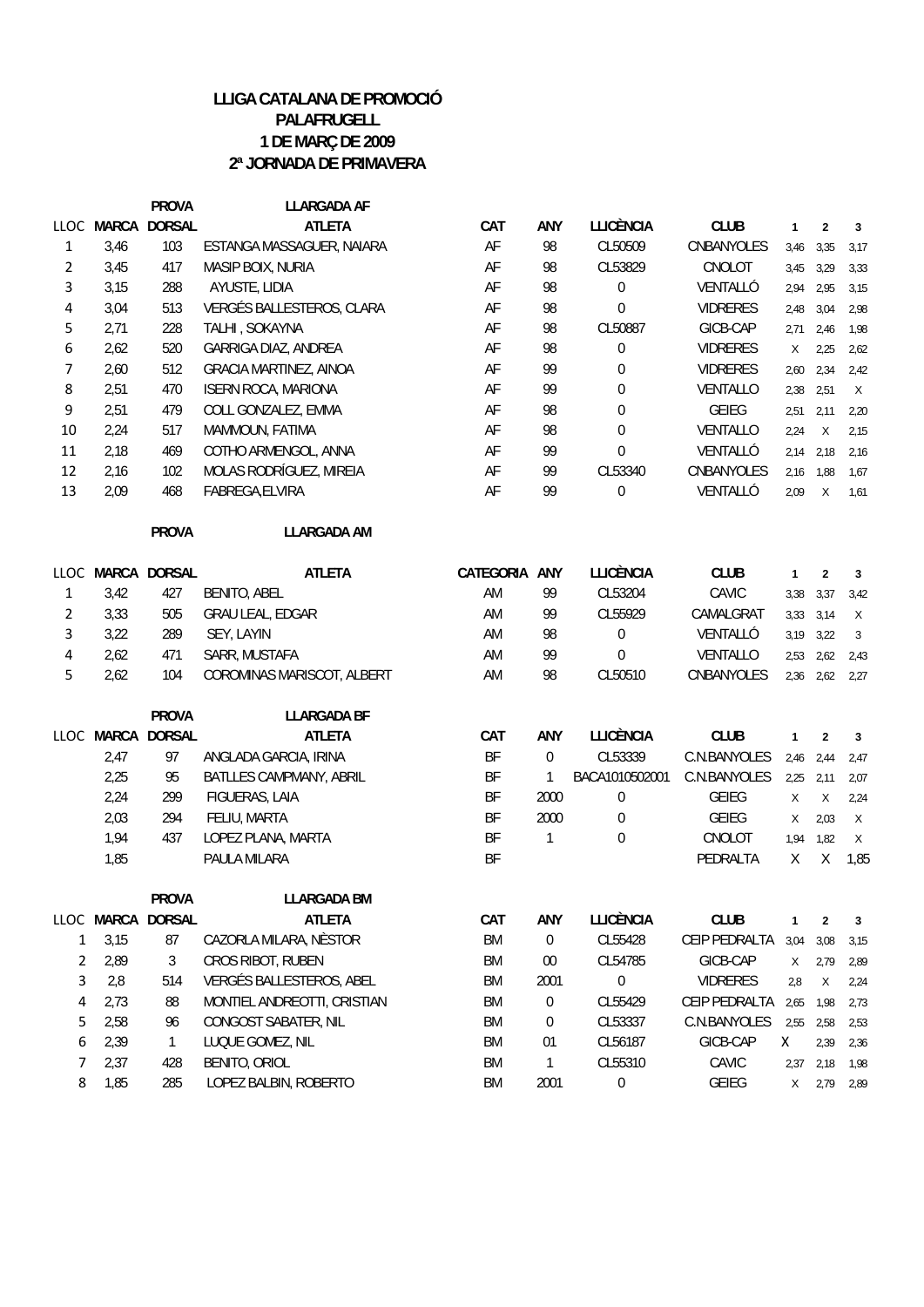**LLIGA CATALANA DE PROMOCIÓ**
**PALAFRUGELL**
**1 DE MARÇ DE 2009**
**2ª JORNADA DE PRIMAVERA**

**PROVA** **LLARGADA AF**

| LLOC | MARCA | DORSAL | ATLETA | CAT | ANY | LLICÈNCIA | CLUB | 1 | 2 | 3 |
|---|---|---|---|---|---|---|---|---|---|---|
| 1 | 3,46 | 103 | ESTANGA MASSAGUER, NAIARA | AF | 98 | CL50509 | CNBANYOLES | 3,46 | 3,35 | 3,17 |
| 2 | 3,45 | 417 | MASIP BOIX, NURIA | AF | 98 | CL53829 | CNOLOT | 3,45 | 3,29 | 3,33 |
| 3 | 3,15 | 288 | AYUSTE, LIDIA | AF | 98 | 0 | VENTALLÓ | 2,94 | 2,95 | 3,15 |
| 4 | 3,04 | 513 | VERGÉS BALLESTEROS, CLARA | AF | 98 | 0 | VIDRERES | 2,48 | 3,04 | 2,98 |
| 5 | 2,71 | 228 | TALHI , SOKAYNA | AF | 98 | CL50887 | GICB-CAP | 2,71 | 2,46 | 1,98 |
| 6 | 2,62 | 520 | GARRIGA DIAZ, ANDREA | AF | 98 | 0 | VIDRERES | X | 2,25 | 2,62 |
| 7 | 2,60 | 512 | GRACIA MARTINEZ, AINOA | AF | 99 | 0 | VIDRERES | 2,60 | 2,34 | 2,42 |
| 8 | 2,51 | 470 | ISERN ROCA, MARIONA | AF | 99 | 0 | VENTALLO | 2,38 | 2,51 | X |
| 9 | 2,51 | 479 | COLL GONZALEZ, EMMA | AF | 98 | 0 | GEIEG | 2,51 | 2,11 | 2,20 |
| 10 | 2,24 | 517 | MAMMOUN, FATIMA | AF | 98 | 0 | VENTALLO | 2,24 | X | 2,15 |
| 11 | 2,18 | 469 | COTHO ARMENGOL, ANNA | AF | 99 | 0 | VENTALLÓ | 2,14 | 2,18 | 2,16 |
| 12 | 2,16 | 102 | MOLAS RODRÍGUEZ, MIREIA | AF | 99 | CL53340 | CNBANYOLES | 2,16 | 1,88 | 1,67 |
| 13 | 2,09 | 468 | FABREGA,ELVIRA | AF | 99 | 0 | VENTALLÓ | 2,09 | X | 1,61 |

**PROVA** **LLARGADA AM**

| LLOC | MARCA | DORSAL | ATLETA | CATEGORIA | ANY | LLICÈNCIA | CLUB | 1 | 2 | 3 |
|---|---|---|---|---|---|---|---|---|---|---|
| 1 | 3,42 | 427 | BENITO, ABEL | AM | 99 | CL53204 | CAVIC | 3,38 | 3,37 | 3,42 |
| 2 | 3,33 | 505 | GRAU LEAL, EDGAR | AM | 99 | CL55929 | CAMALGRAT | 3,33 | 3,14 | X |
| 3 | 3,22 | 289 | SEY, LAYIN | AM | 98 | 0 | VENTALLÓ | 3,19 | 3,22 | 3 |
| 4 | 2,62 | 471 | SARR, MUSTAFA | AM | 99 | 0 | VENTALLO | 2,53 | 2,62 | 2,43 |
| 5 | 2,62 | 104 | COROMINAS MARISCOT, ALBERT | AM | 98 | CL50510 | CNBANYOLES | 2,36 | 2,62 | 2,27 |

**PROVA** **LLARGADA BF**

| LLOC | MARCA | DORSAL | ATLETA | CAT | ANY | LLICÈNCIA | CLUB | 1 | 2 | 3 |
|---|---|---|---|---|---|---|---|---|---|---|
| | 2,47 | 97 | ANGLADA GARCIA, IRINA | BF | 0 | CL53339 | C.N.BANYOLES | 2,46 | 2,44 | 2,47 |
| | 2,25 | 95 | BATLLES CAMPMANY, ABRIL | BF | 1 | BACA1010502001 | C.N.BANYOLES | 2,25 | 2,11 | 2,07 |
| | 2,24 | 299 | FIGUERAS, LAIA | BF | 2000 | 0 | GEIEG | X | X | 2,24 |
| | 2,03 | 294 | FELIU, MARTA | BF | 2000 | 0 | GEIEG | X | 2,03 | X |
| | 1,94 | 437 | LOPEZ PLANA, MARTA | BF | 1 | 0 | CNOLOT | 1,94 | 1,82 | X |
| | 1,85 | | PAULA MILARA | BF | | | PEDRALTA | X | X | 1,85 |

**PROVA** **LLARGADA BM**

| LLOC | MARCA | DORSAL | ATLETA | CAT | ANY | LLICÈNCIA | CLUB | 1 | 2 | 3 |
|---|---|---|---|---|---|---|---|---|---|---|
| 1 | 3,15 | 87 | CAZORLA MILARA, NÈSTOR | BM | 0 | CL55428 | CEIP PEDRALTA | 3,04 | 3,08 | 3,15 |
| 2 | 2,89 | 3 | CROS RIBOT, RUBEN | BM | 00 | CL54785 | GICB-CAP | X | 2,79 | 2,89 |
| 3 | 2,8 | 514 | VERGÉS BALLESTEROS, ABEL | BM | 2001 | 0 | VIDRERES | 2,8 | X | 2,24 |
| 4 | 2,73 | 88 | MONTIEL ANDREOTTI, CRISTIAN | BM | 0 | CL55429 | CEIP PEDRALTA | 2,65 | 1,98 | 2,73 |
| 5 | 2,58 | 96 | CONGOST SABATER, NIL | BM | 0 | CL53337 | C.N.BANYOLES | 2,55 | 2,58 | 2,53 |
| 6 | 2,39 | 1 | LUQUE GOMEZ, NIL | BM | 01 | CL56187 | GICB-CAP | X | 2,39 | 2,36 |
| 7 | 2,37 | 428 | BENITO, ORIOL | BM | 1 | CL55310 | CAVIC | 2,37 | 2,18 | 1,98 |
| 8 | 1,85 | 285 | LOPEZ BALBIN, ROBERTO | BM | 2001 | 0 | GEIEG | X | 2,79 | 2,89 |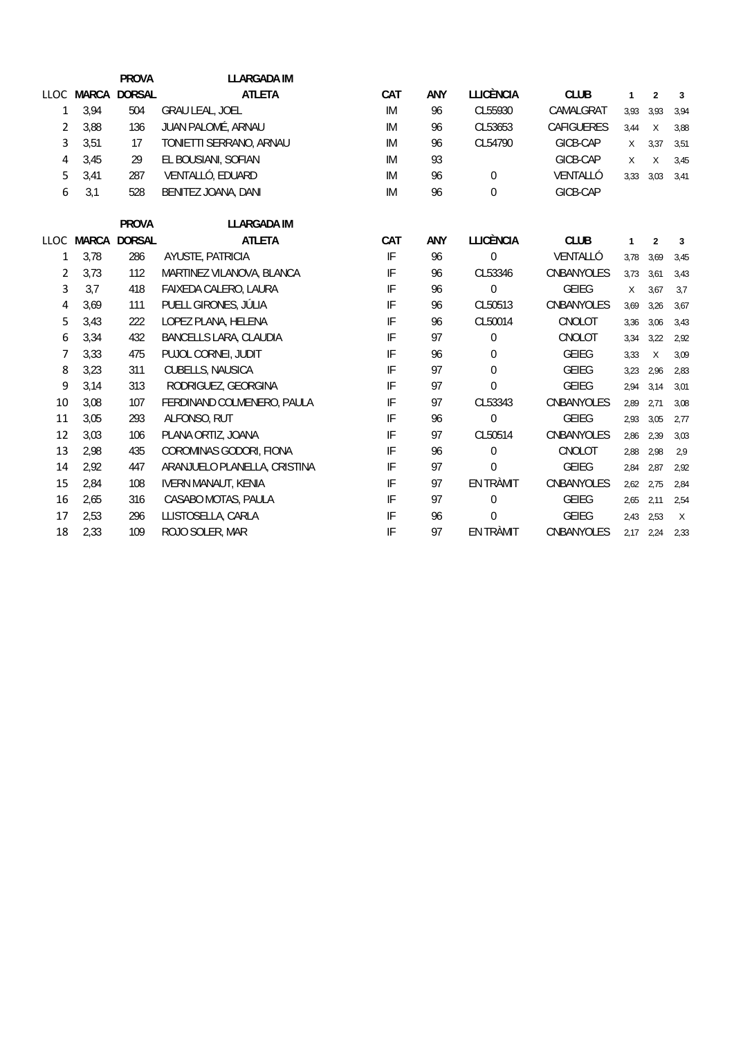| | | PROVA | LLARGADA IM | | | | | | | |
|---|---|---|---|---|---|---|---|---|---|---|
| LLOC | MARCA | DORSAL | ATLETA | CAT | ANY | LLICÈNCIA | CLUB | 1 | 2 | 3 |
| 1 | 3,94 | 504 | GRAU LEAL, JOEL | IM | 96 | CL55930 | CAMALGRAT | 3,93 | 3,93 | 3,94 |
| 2 | 3,88 | 136 | JUAN PALOMÉ, ARNAU | IM | 96 | CL53653 | CAFIGUERES | 3,44 | X | 3,88 |
| 3 | 3,51 | 17 | TONIETTI SERRANO, ARNAU | IM | 96 | CL54790 | GICB-CAP | X | 3,37 | 3,51 |
| 4 | 3,45 | 29 | EL BOUSIANI, SOFIAN | IM | 93 | | GICB-CAP | X | X | 3,45 |
| 5 | 3,41 | 287 | VENTALLÓ, EDUARD | IM | 96 | 0 | VENTALLÓ | 3,33 | 3,03 | 3,41 |
| 6 | 3,1 | 528 | BENITEZ JOANA, DANI | IM | 96 | 0 | GICB-CAP | | | |

| | | PROVA | LLARGADA IM | | | | | | | |
|---|---|---|---|---|---|---|---|---|---|---|
| LLOC | MARCA | DORSAL | ATLETA | CAT | ANY | LLICÈNCIA | CLUB | 1 | 2 | 3 |
| 1 | 3,78 | 286 | AYUSTE, PATRICIA | IF | 96 | 0 | VENTALLÓ | 3,78 | 3,69 | 3,45 |
| 2 | 3,73 | 112 | MARTINEZ VILANOVA, BLANCA | IF | 96 | CL53346 | CNBANYOLES | 3,73 | 3,61 | 3,43 |
| 3 | 3,7 | 418 | FAIXEDA CALERO, LAURA | IF | 96 | 0 | GEIEG | X | 3,67 | 3,7 |
| 4 | 3,69 | 111 | PUELL GIRONES, JÚLIA | IF | 96 | CL50513 | CNBANYOLES | 3,69 | 3,26 | 3,67 |
| 5 | 3,43 | 222 | LOPEZ PLANA, HELENA | IF | 96 | CL50014 | CNOLOT | 3,36 | 3,06 | 3,43 |
| 6 | 3,34 | 432 | BANCELLS LARA, CLAUDIA | IF | 97 | 0 | CNOLOT | 3,34 | 3,22 | 2,92 |
| 7 | 3,33 | 475 | PUJOL CORNEI, JUDIT | IF | 96 | 0 | GEIEG | 3,33 | X | 3,09 |
| 8 | 3,23 | 311 | CUBELLS, NAUSICA | IF | 97 | 0 | GEIEG | 3,23 | 2,96 | 2,83 |
| 9 | 3,14 | 313 | RODRIGUEZ, GEORGINA | IF | 97 | 0 | GEIEG | 2,94 | 3,14 | 3,01 |
| 10 | 3,08 | 107 | FERDINAND COLMENERO, PAULA | IF | 97 | CL53343 | CNBANYOLES | 2,89 | 2,71 | 3,08 |
| 11 | 3,05 | 293 | ALFONSO, RUT | IF | 96 | 0 | GEIEG | 2,93 | 3,05 | 2,77 |
| 12 | 3,03 | 106 | PLANA ORTIZ, JOANA | IF | 97 | CL50514 | CNBANYOLES | 2,86 | 2,39 | 3,03 |
| 13 | 2,98 | 435 | COROMINAS GODORI, FIONA | IF | 96 | 0 | CNOLOT | 2,88 | 2,98 | 2,9 |
| 14 | 2,92 | 447 | ARANJUELO PLANELLA, CRISTINA | IF | 97 | 0 | GEIEG | 2,84 | 2,87 | 2,92 |
| 15 | 2,84 | 108 | IVERN MANAUT, KENIA | IF | 97 | EN TRÀMIT | CNBANYOLES | 2,62 | 2,75 | 2,84 |
| 16 | 2,65 | 316 | CASABO MOTAS, PAULA | IF | 97 | 0 | GEIEG | 2,65 | 2,11 | 2,54 |
| 17 | 2,53 | 296 | LLISTOSELLA, CARLA | IF | 96 | 0 | GEIEG | 2,43 | 2,53 | X |
| 18 | 2,33 | 109 | ROJO SOLER, MAR | IF | 97 | EN TRÀMIT | CNBANYOLES | 2,17 | 2,24 | 2,33 |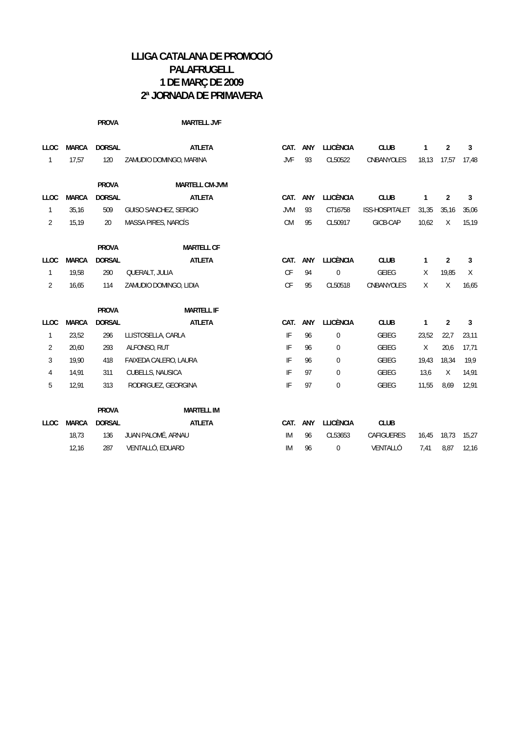# LLIGA CATALANA DE PROMOCIÓ
# PALAFRUGELL
# 1 DE MARÇ DE 2009
# 2ª JORNADA DE PRIMAVERA

**PROVA** MARTELL JVF

| LLOC | MARCA | DORSAL | ATLETA | CAT. | ANY | LLICÈNCIA | CLUB | 1 | 2 | 3 |
|---|---|---|---|---|---|---|---|---|---|---|
| 1 | 17,57 | 120 | ZAMUDIO DOMINGO, MARINA | JVF | 93 | CL50522 | CNBANYOLES | 18,13 | 17,57 | 17,48 |

**PROVA** MARTELL CM-JVM

| LLOC | MARCA | DORSAL | ATLETA | CAT. | ANY | LLICÈNCIA | CLUB | 1 | 2 | 3 |
|---|---|---|---|---|---|---|---|---|---|---|
| 1 | 35,16 | 509 | GUISO SANCHEZ, SERGIO | JVM | 93 | CT16758 | ISS-HOSPITALET | 31,35 | 35,16 | 35,06 |
| 2 | 15,19 | 20 | MASSA PIRES, NARCÍS | CM | 95 | CL50917 | GICB-CAP | 10,62 | X | 15,19 |

**PROVA** MARTELL CF

| LLOC | MARCA | DORSAL | ATLETA | CAT. | ANY | LLICÈNCIA | CLUB | 1 | 2 | 3 |
|---|---|---|---|---|---|---|---|---|---|---|
| 1 | 19,58 | 290 | QUERALT, JULIA | CF | 94 | 0 | GEIEG | X | 19,85 | X |
| 2 | 16,65 | 114 | ZAMUDIO DOMINGO, LIDIA | CF | 95 | CL50518 | CNBANYOLES | X | X | 16,65 |

**PROVA** MARTELL IF

| LLOC | MARCA | DORSAL | ATLETA | CAT. | ANY | LLICÈNCIA | CLUB | 1 | 2 | 3 |
|---|---|---|---|---|---|---|---|---|---|---|
| 1 | 23,52 | 296 | LLISTOSELLA, CARLA | IF | 96 | 0 | GEIEG | 23,52 | 22,7 | 23,11 |
| 2 | 20,60 | 293 | ALFONSO, RUT | IF | 96 | 0 | GEIEG | X | 20,6 | 17,71 |
| 3 | 19,90 | 418 | FAIXEDA CALERO, LAURA | IF | 96 | 0 | GEIEG | 19,43 | 18,34 | 19,9 |
| 4 | 14,91 | 311 | CUBELLS, NAUSICA | IF | 97 | 0 | GEIEG | 13,6 | X | 14,91 |
| 5 | 12,91 | 313 | RODRIGUEZ, GEORGINA | IF | 97 | 0 | GEIEG | 11,55 | 8,69 | 12,91 |

**PROVA** MARTELL IM

| LLOC | MARCA | DORSAL | ATLETA | CAT. | ANY | LLICÈNCIA | CLUB | | | |
|---|---|---|---|---|---|---|---|---|---|---|
| | 18,73 | 136 | JUAN PALOMÉ, ARNAU | IM | 96 | CL53653 | CAFIGUERES | 16,45 | 18,73 | 15,27 |
| | 12,16 | 287 | VENTALLÓ, EDUARD | IM | 96 | 0 | VENTALLÓ | 7,41 | 8,87 | 12,16 |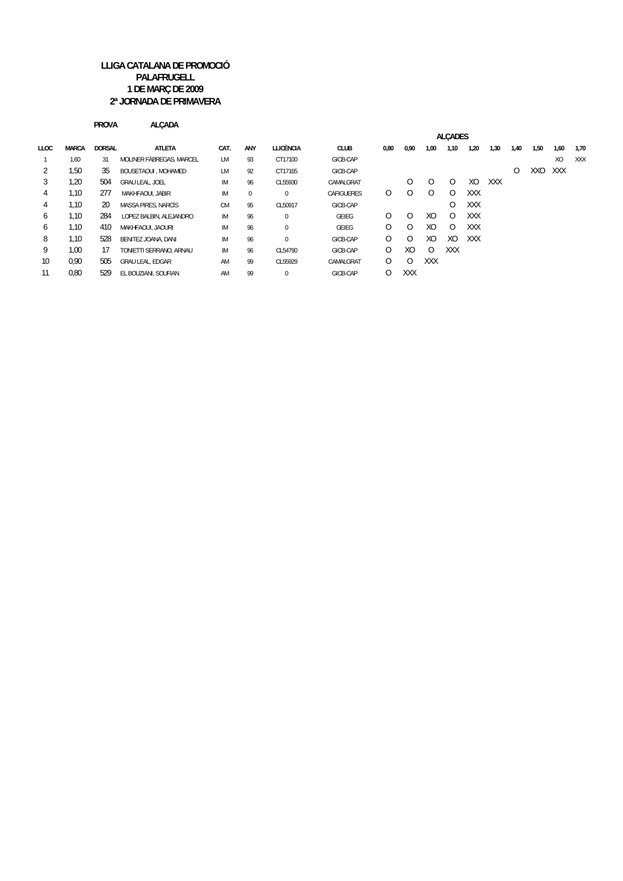**LLIGA CATALANA DE PROMOCIÓ**
**PALAFRUGELL**
**1 DE MARÇ DE 2009**
**2ª JORNADA DE PRIMAVERA**

**PROVA** **ALÇADA**

| LLOC | MARCA | DORSAL | ATLETA | CAT. | ANY | LLICÈNCIA | CLUB | ALÇADES | | | | | | | | | |
|---|---|---|---|---|---|---|---|---|---|---|---|---|---|---|---|---|---|
| | | | | | | | | 0,80 | 0,90 | 1,00 | 1,10 | 1,20 | 1,30 | 1,40 | 1,50 | 1,60 | 1,70 |
| 1 | 1,60 | 31 | MOLINER FÀBREGAS, MARCEL | LM | 93 | CT17100 | GICB-CAP | | | | | | | | | XO | XXX |
| 2 | 1,50 | 35 | BOUSETAOUI , MOHAMED | LM | 92 | CT17165 | GICB-CAP | | | | | | | O | XXO | XXX | |
| 3 | 1,20 | 504 | GRAU LEAL, JOEL | IM | 96 | CL55930 | CAMALGRAT | | O | O | O | XO | XXX | | | | |
| 4 | 1,10 | 277 | MAKHFAOUI, JABIR | IM | 0 | 0 | CAFIGUERES | O | O | O | O | XXX | | | | | |
| 4 | 1,10 | 20 | MASSA PIRES, NARCÍS | CM | 95 | CL50917 | GICB-CAP | | | | O | XXX | | | | | |
| 6 | 1,10 | 284 | LOPEZ BALBIN, ALEJANDRO | IM | 96 | 0 | GEIEG | O | O | XO | O | XXX | | | | | |
| 6 | 1,10 | 410 | MAKHFAOUI, JAOURI | IM | 96 | 0 | GEIEG | O | O | XO | O | XXX | | | | | |
| 8 | 1,10 | 528 | BENITEZ JOANA, DANI | IM | 96 | 0 | GICB-CAP | O | O | XO | XO | XXX | | | | | |
| 9 | 1,00 | 17 | TONIETTI SERRANO, ARNAU | IM | 96 | CL54790 | GICB-CAP | O | XO | O | XXX | | | | | | |
| 10 | 0,90 | 505 | GRAU LEAL, EDGAR | AM | 99 | CL55929 | CAMALGRAT | O | O | XXX | | | | | | | |
| 11 | 0,80 | 529 | EL BOUZIANI, SOUFIAN | AM | 99 | 0 | GICB-CAP | O | XXX | | | | | | | | |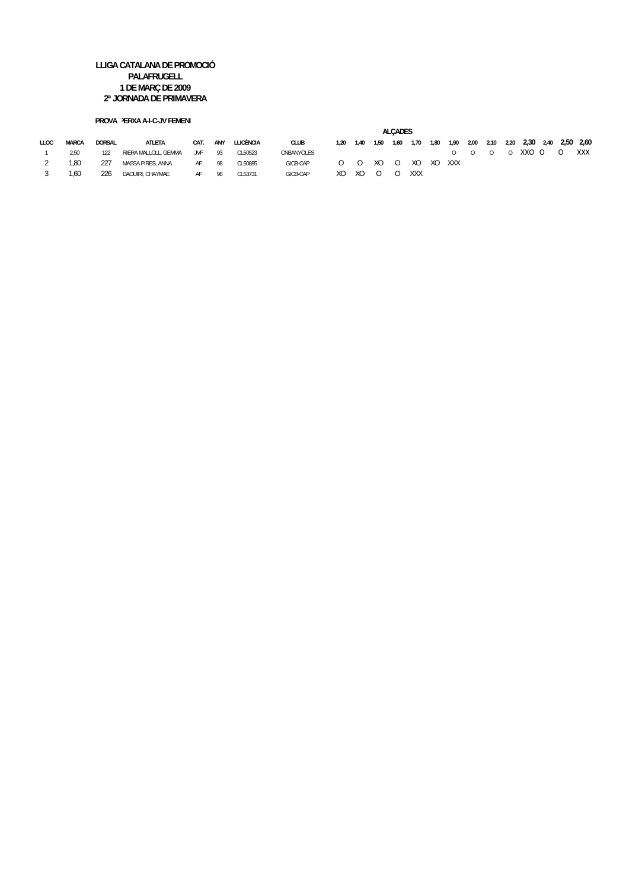**LLIGA CATALANA DE PROMOCIÓ**
**PALAFRUGELL**
**1 DE MARÇ DE 2009**
**2ª JORNADA DE PRIMAVERA**

**PROVA PERXA A-I-C-JV FEMENI**

| | | | | | | | | ALÇADES | | | | | | | | | | | | | |
|---|---|---|---|---|---|---|---|---|---|---|---|---|---|---|---|---|---|---|---|---|---|
| **LLOC** | **MARCA** | **DORSAL** | **ATLETA** | **CAT.** | **ANY** | **LLICÈNCIA** | **CLUB** | **1,20** | **1,40** | **1,50** | **1,60** | **1,70** | **1,80** | **1,90** | **2,00** | **2,10** | **2,20** | **2,30** | **2,40** | **2,50** | **2,60** |
| 1 | 2,50 | 122 | RIERA MALLOLL, GEMMA | JVF | 93 | CL50523 | CNBANYOLES | | | | | | | O | O | O | O | XXO | O | O | XXX |
| 2 | 1,80 | 227 | MASSA PIRES, ANNA | AF | 98 | CL50885 | GICB-CAP | O | O | XO | O | XO | XO | XXX | | | | | | | |
| 3 | 1,60 | 226 | DAOUIRI, CHAYMAE | AF | 98 | CL53731 | GICB-CAP | XO | XO | O | O | XXX | | | | | | | | | |